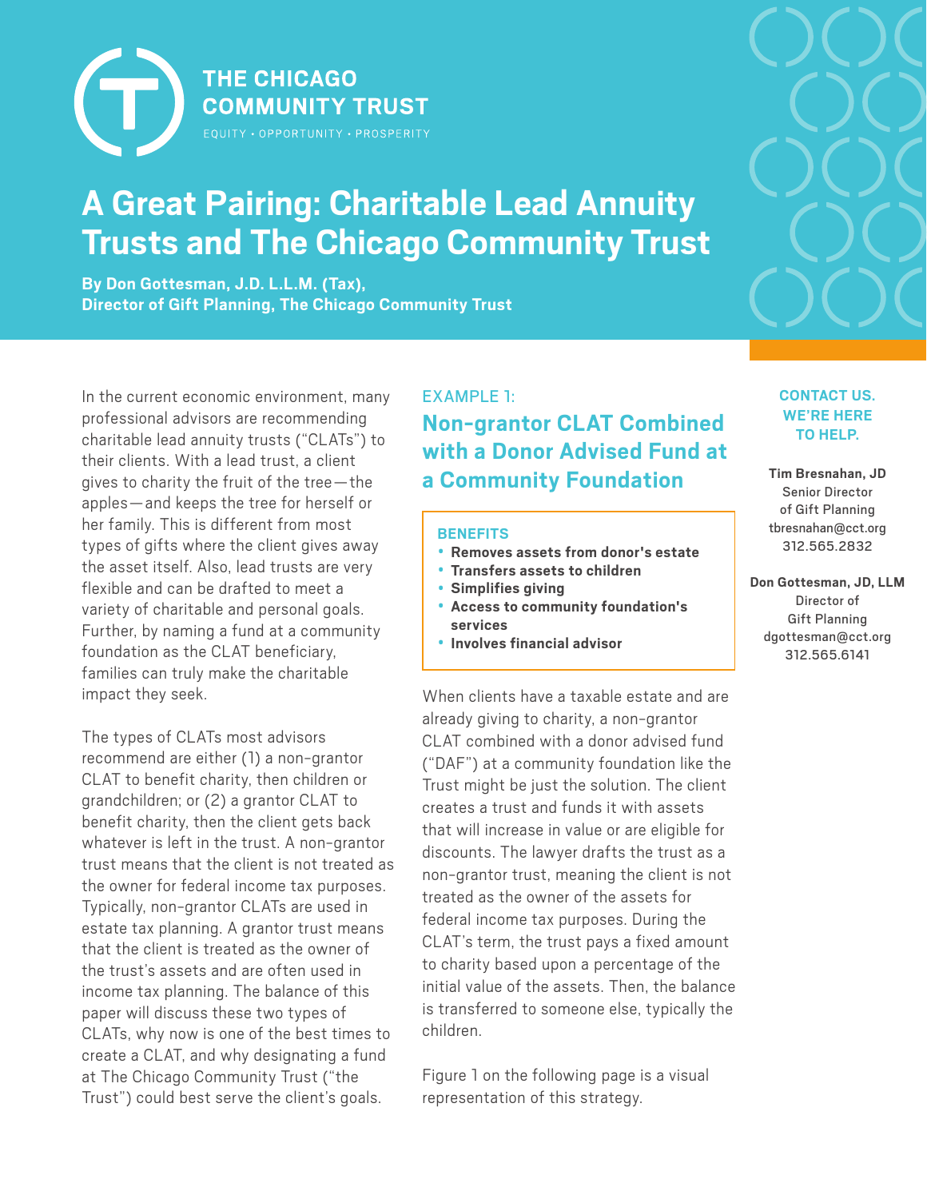**THE CHICAGO COMMUNITY TRUST**

EQUITY • OPPORTUNITY • PROSPERITY

# A Great Pairing: Charitable Lead Annuity Trusts and The Chicago Community Trust

**By Don Gottesman, J.D. L.L.M. (Tax), Director of Gift Planning, The Chicago Community Trust**

In the current economic environment, many professional advisors are recommending charitable lead annuity trusts ("CLATs") to their clients. With a lead trust, a client gives to charity the fruit of the tree—the apples—and keeps the tree for herself or her family. This is different from most types of gifts where the client gives away the asset itself. Also, lead trusts are very flexible and can be drafted to meet a variety of charitable and personal goals. Further, by naming a fund at a community foundation as the CLAT beneficiary, families can truly make the charitable impact they seek.

The types of CLATs most advisors recommend are either (1) a non-grantor CLAT to benefit charity, then children or grandchildren; or (2) a grantor CLAT to benefit charity, then the client gets back whatever is left in the trust. A non-grantor trust means that the client is not treated as the owner for federal income tax purposes. Typically, non-grantor CLATs are used in estate tax planning. A grantor trust means that the client is treated as the owner of the trust's assets and are often used in income tax planning. The balance of this paper will discuss these two types of CLATs, why now is one of the best times to create a CLAT, and why designating a fund at The Chicago Community Trust ("the Trust") could best serve the client's goals.

EXAMPLE 1:

## Non-grantor CLAT Combined with a Donor Advised Fund at a Community Foundation

**BENEFITS**

- **Removes assets from donor's estate**
- **Transfers assets to children**
- **Simplifies giving**
- **Access to community foundation's services**
- **Involves financial advisor**

When clients have a taxable estate and are already giving to charity, a non-grantor CLAT combined with a donor advised fund ("DAF") at a community foundation like the Trust might be just the solution. The client creates a trust and funds it with assets that will increase in value or are eligible for discounts. The lawyer drafts the trust as a non-grantor trust, meaning the client is not treated as the owner of the assets for federal income tax purposes. During the CLAT's term, the trust pays a fixed amount to charity based upon a percentage of the initial value of the assets. Then, the balance is transferred to someone else, typically the children.

Figure 1 on the following page is a visual representation of this strategy.

**CONTACT US. WE'RE HERE TO HELP.**

**Tim Bresnahan, JD**
Senior Director of Gift Planning
tbresnahan@cct.org
312.565.2832

**Don Gottesman, JD, LLM**
Director of Gift Planning
dgottesman@cct.org
312.565.6141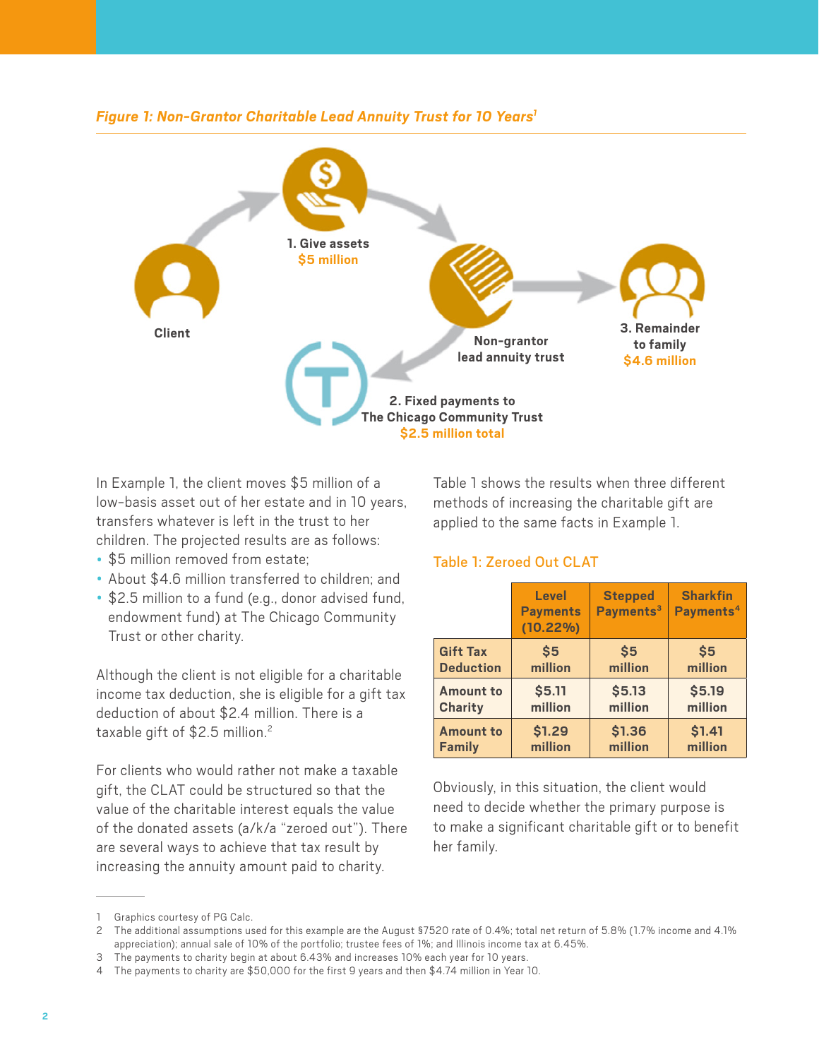*Figure 1: Non-Grantor Charitable Lead Annuity Trust for 10 Years*[1]

Client

1. Give assets
$5 million

Non-grantor lead annuity trust

2. Fixed payments to The Chicago Community Trust
$2.5 million total

3. Remainder to family
$4.6 million

In Example 1, the client moves $5 million of a low-basis asset out of her estate and in 10 years, transfers whatever is left in the trust to her children. The projected results are as follows:

- $5 million removed from estate;
- About $4.6 million transferred to children; and
- $2.5 million to a fund (e.g., donor advised fund, endowment fund) at The Chicago Community Trust or other charity.

Although the client is not eligible for a charitable income tax deduction, she is eligible for a gift tax deduction of about $2.4 million. There is a taxable gift of $2.5 million.[2]

For clients who would rather not make a taxable gift, the CLAT could be structured so that the value of the charitable interest equals the value of the donated assets (a/k/a "zeroed out"). There are several ways to achieve that tax result by increasing the annuity amount paid to charity.

Table 1 shows the results when three different methods of increasing the charitable gift are applied to the same facts in Example 1.

### Table 1: Zeroed Out CLAT

| | Level Payments (10.22%) | Stepped Payments[3] | Sharkfin Payments[4] |
|---|---|---|---|
| Gift Tax Deduction | $5 million | $5 million | $5 million |
| Amount to Charity | $5.11 million | $5.13 million | $5.19 million |
| Amount to Family | $1.29 million | $1.36 million | $1.41 million |

Obviously, in this situation, the client would need to decide whether the primary purpose is to make a significant charitable gift or to benefit her family.

---

1 Graphics courtesy of PG Calc.

2 The additional assumptions used for this example are the August §7520 rate of 0.4%; total net return of 5.8% (1.7% income and 4.1% appreciation); annual sale of 10% of the portfolio; trustee fees of 1%; and Illinois income tax at 6.45%.

3 The payments to charity begin at about 6.43% and increases 10% each year for 10 years.

4 The payments to charity are $50,000 for the first 9 years and then $4.74 million in Year 10.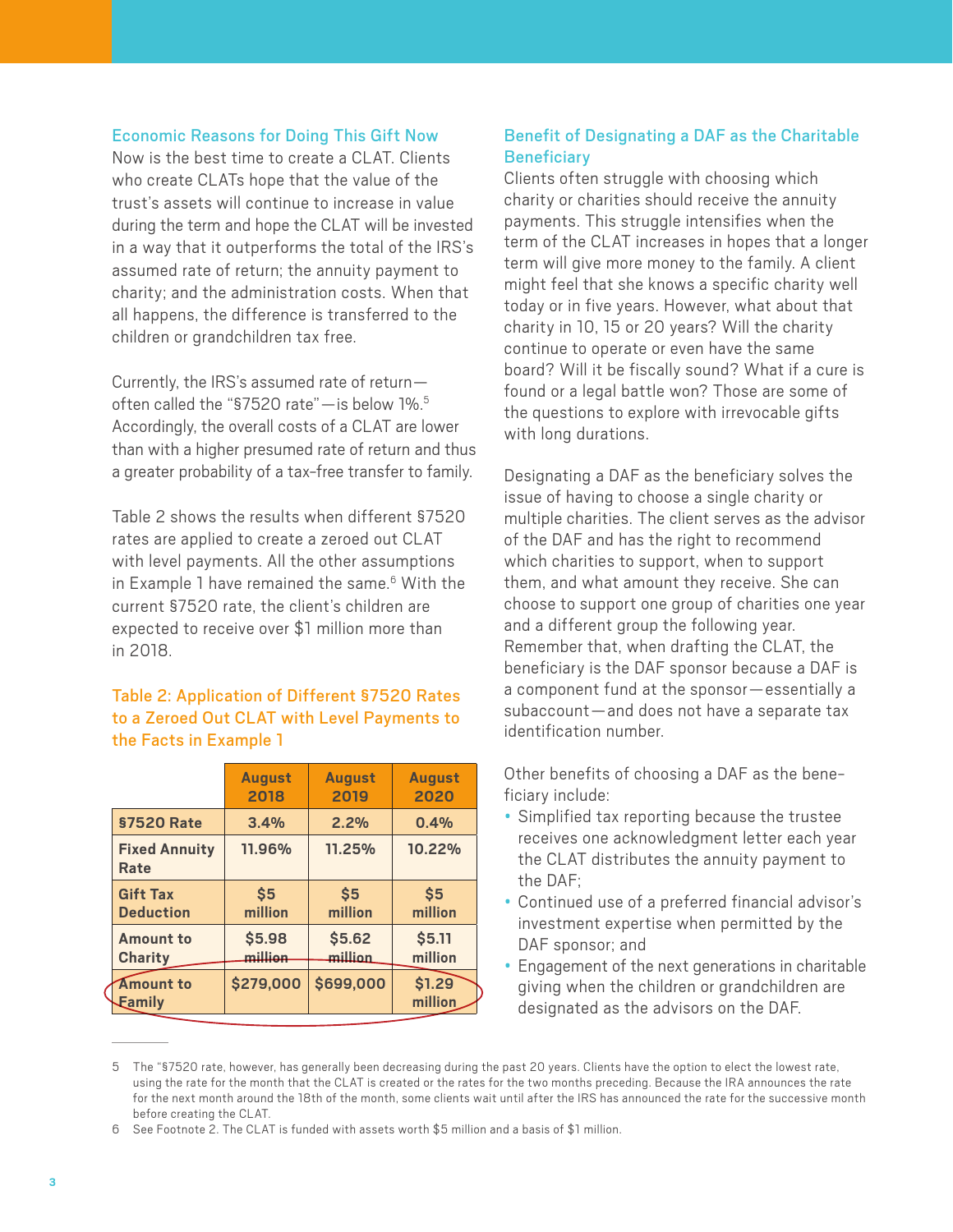### Economic Reasons for Doing This Gift Now

Now is the best time to create a CLAT. Clients who create CLATs hope that the value of the trust's assets will continue to increase in value during the term and hope the CLAT will be invested in a way that it outperforms the total of the IRS's assumed rate of return; the annuity payment to charity; and the administration costs. When that all happens, the difference is transferred to the children or grandchildren tax free.

Currently, the IRS's assumed rate of return—often called the "§7520 rate"—is below 1%.[5] Accordingly, the overall costs of a CLAT are lower than with a higher presumed rate of return and thus a greater probability of a tax-free transfer to family.

Table 2 shows the results when different §7520 rates are applied to create a zeroed out CLAT with level payments. All the other assumptions in Example 1 have remained the same.[6] With the current §7520 rate, the client's children are expected to receive over $1 million more than in 2018.

### Table 2: Application of Different §7520 Rates to a Zeroed Out CLAT with Level Payments to the Facts in Example 1

| | August 2018 | August 2019 | August 2020 |
|---|---|---|---|
| **§7520 Rate** | 3.4% | 2.2% | 0.4% |
| **Fixed Annuity Rate** | 11.96% | 11.25% | 10.22% |
| **Gift Tax Deduction** | $5 million | $5 million | $5 million |
| **Amount to Charity** | $5.98 million | $5.62 million | $5.11 million |
| **Amount to Family** | $279,000 | $699,000 | $1.29 million |

### Benefit of Designating a DAF as the Charitable Beneficiary

Clients often struggle with choosing which charity or charities should receive the annuity payments. This struggle intensifies when the term of the CLAT increases in hopes that a longer term will give more money to the family. A client might feel that she knows a specific charity well today or in five years. However, what about that charity in 10, 15 or 20 years? Will the charity continue to operate or even have the same board? Will it be fiscally sound? What if a cure is found or a legal battle won? Those are some of the questions to explore with irrevocable gifts with long durations.

Designating a DAF as the beneficiary solves the issue of having to choose a single charity or multiple charities. The client serves as the advisor of the DAF and has the right to recommend which charities to support, when to support them, and what amount they receive. She can choose to support one group of charities one year and a different group the following year. Remember that, when drafting the CLAT, the beneficiary is the DAF sponsor because a DAF is a component fund at the sponsor—essentially a subaccount—and does not have a separate tax identification number.

Other benefits of choosing a DAF as the beneficiary include:

- Simplified tax reporting because the trustee receives one acknowledgment letter each year the CLAT distributes the annuity payment to the DAF;
- Continued use of a preferred financial advisor's investment expertise when permitted by the DAF sponsor; and
- Engagement of the next generations in charitable giving when the children or grandchildren are designated as the advisors on the DAF.

---

5 The "§7520 rate, however, has generally been decreasing during the past 20 years. Clients have the option to elect the lowest rate, using the rate for the month that the CLAT is created or the rates for the two months preceding. Because the IRA announces the rate for the next month around the 18th of the month, some clients wait until after the IRS has announced the rate for the successive month before creating the CLAT.

6 See Footnote 2. The CLAT is funded with assets worth $5 million and a basis of $1 million.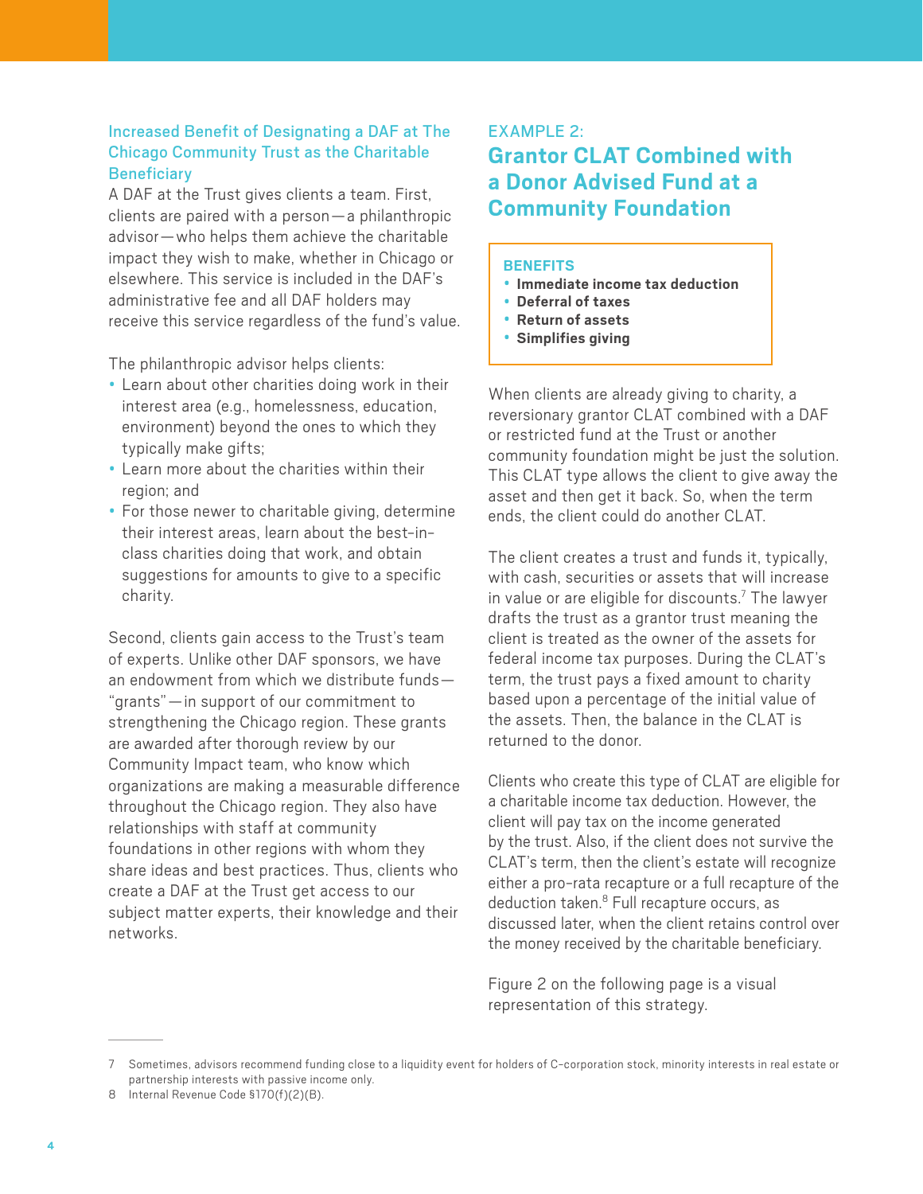### Increased Benefit of Designating a DAF at The Chicago Community Trust as the Charitable Beneficiary

A DAF at the Trust gives clients a team. First, clients are paired with a person—a philanthropic advisor—who helps them achieve the charitable impact they wish to make, whether in Chicago or elsewhere. This service is included in the DAF's administrative fee and all DAF holders may receive this service regardless of the fund's value.

The philanthropic advisor helps clients:

- Learn about other charities doing work in their interest area (e.g., homelessness, education, environment) beyond the ones to which they typically make gifts;
- Learn more about the charities within their region; and
- For those newer to charitable giving, determine their interest areas, learn about the best-in-class charities doing that work, and obtain suggestions for amounts to give to a specific charity.

Second, clients gain access to the Trust's team of experts. Unlike other DAF sponsors, we have an endowment from which we distribute funds—"grants"—in support of our commitment to strengthening the Chicago region. These grants are awarded after thorough review by our Community Impact team, who know which organizations are making a measurable difference throughout the Chicago region. They also have relationships with staff at community foundations in other regions with whom they share ideas and best practices. Thus, clients who create a DAF at the Trust get access to our subject matter experts, their knowledge and their networks.

EXAMPLE 2:

## Grantor CLAT Combined with a Donor Advised Fund at a Community Foundation

**BENEFITS**

- **Immediate income tax deduction**
- **Deferral of taxes**
- **Return of assets**
- **Simplifies giving**

When clients are already giving to charity, a reversionary grantor CLAT combined with a DAF or restricted fund at the Trust or another community foundation might be just the solution. This CLAT type allows the client to give away the asset and then get it back. So, when the term ends, the client could do another CLAT.

The client creates a trust and funds it, typically, with cash, securities or assets that will increase in value or are eligible for discounts.[7] The lawyer drafts the trust as a grantor trust meaning the client is treated as the owner of the assets for federal income tax purposes. During the CLAT's term, the trust pays a fixed amount to charity based upon a percentage of the initial value of the assets. Then, the balance in the CLAT is returned to the donor.

Clients who create this type of CLAT are eligible for a charitable income tax deduction. However, the client will pay tax on the income generated by the trust. Also, if the client does not survive the CLAT's term, then the client's estate will recognize either a pro-rata recapture or a full recapture of the deduction taken.[8] Full recapture occurs, as discussed later, when the client retains control over the money received by the charitable beneficiary.

Figure 2 on the following page is a visual representation of this strategy.

---

7 Sometimes, advisors recommend funding close to a liquidity event for holders of C-corporation stock, minority interests in real estate or partnership interests with passive income only.

8 Internal Revenue Code §170(f)(2)(B).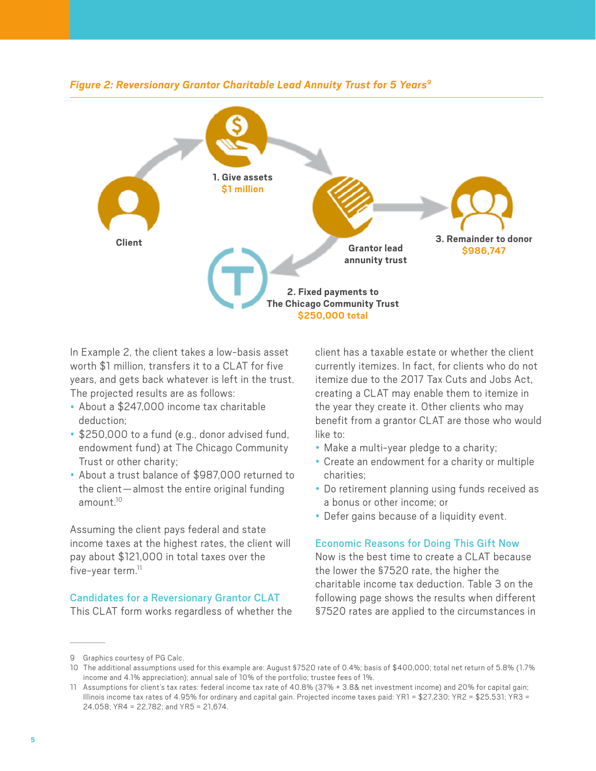*Figure 2: Reversionary Grantor Charitable Lead Annuity Trust for 5 Years*[9]

Client

**1. Give assets**
**$1 million**

Grantor lead annuity trust

**2. Fixed payments to The Chicago Community Trust**
**$250,000 total**

**3. Remainder to donor**
**$986,747**

In Example 2, the client takes a low-basis asset worth $1 million, transfers it to a CLAT for five years, and gets back whatever is left in the trust. The projected results are as follows:

- About a $247,000 income tax charitable deduction;
- $250,000 to a fund (e.g., donor advised fund, endowment fund) at The Chicago Community Trust or other charity;
- About a trust balance of $987,000 returned to the client—almost the entire original funding amount.[10]

Assuming the client pays federal and state income taxes at the highest rates, the client will pay about $121,000 in total taxes over the five-year term.[11]

## Candidates for a Reversionary Grantor CLAT

This CLAT form works regardless of whether the client has a taxable estate or whether the client currently itemizes. In fact, for clients who do not itemize due to the 2017 Tax Cuts and Jobs Act, creating a CLAT may enable them to itemize in the year they create it. Other clients who may benefit from a grantor CLAT are those who would like to:

- Make a multi-year pledge to a charity;
- Create an endowment for a charity or multiple charities;
- Do retirement planning using funds received as a bonus or other income; or
- Defer gains because of a liquidity event.

## Economic Reasons for Doing This Gift Now

Now is the best time to create a CLAT because the lower the §7520 rate, the higher the charitable income tax deduction. Table 3 on the following page shows the results when different §7520 rates are applied to the circumstances in

---

9 Graphics courtesy of PG Calc.

10 The additional assumptions used for this example are: August §7520 rate of 0.4%; basis of $400,000; total net return of 5.8% (1.7% income and 4.1% appreciation); annual sale of 10% of the portfolio; trustee fees of 1%.

11 Assumptions for client's tax rates: federal income tax rate of 40.8% (37% + 3.8& net investment income) and 20% for capital gain; Illinois income tax rates of 4.95% for ordinary and capital gain. Projected income taxes paid: YR1 = $27,230; YR2 = $25,531; YR3 = 24,058; YR4 = 22,782; and YR5 = 21,674.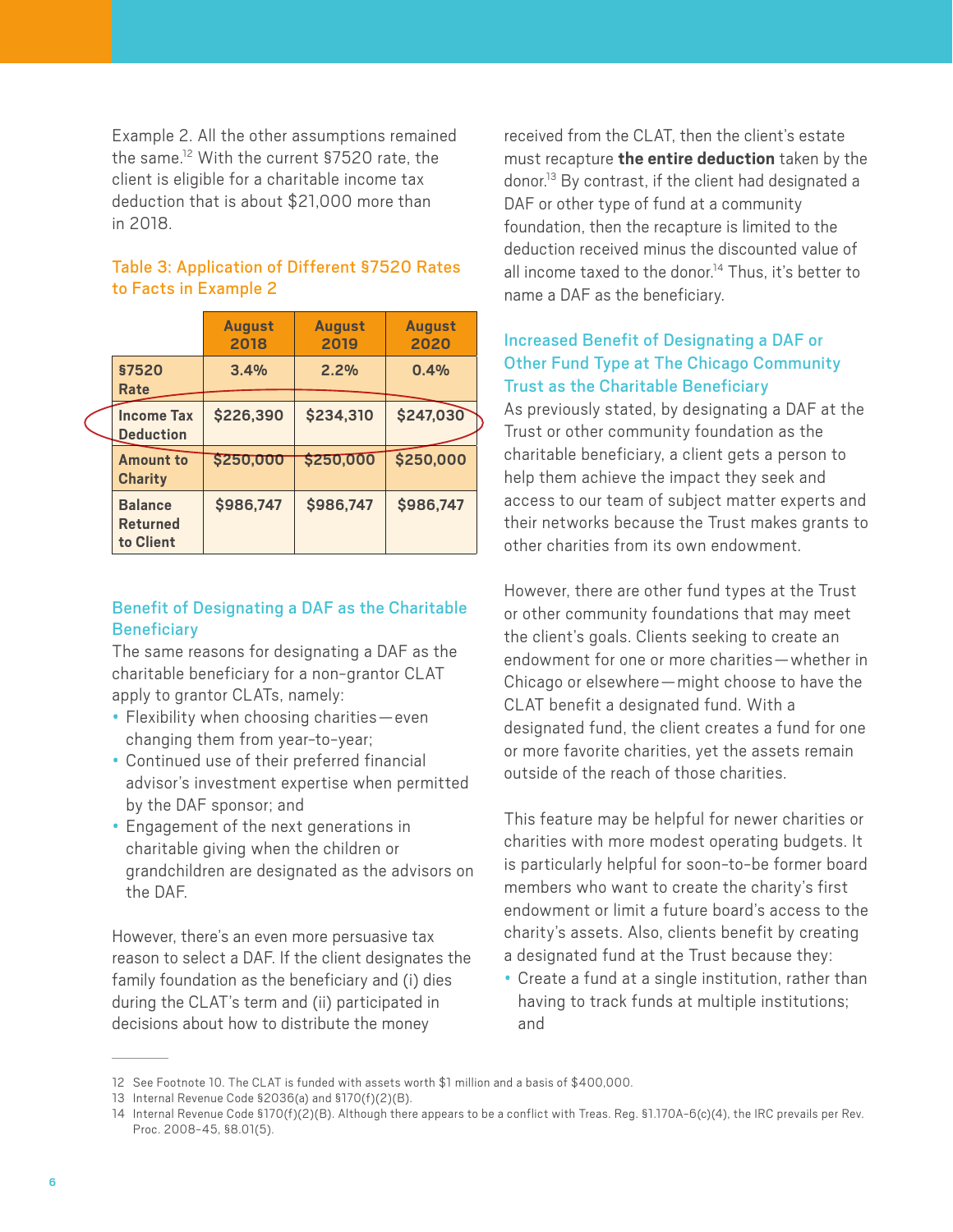Example 2. All the other assumptions remained the same.[12] With the current §7520 rate, the client is eligible for a charitable income tax deduction that is about $21,000 more than in 2018.

### Table 3: Application of Different §7520 Rates to Facts in Example 2

| | August 2018 | August 2019 | August 2020 |
|---|---|---|---|
| **§7520 Rate** | 3.4% | 2.2% | 0.4% |
| **Income Tax Deduction** | $226,390 | $234,310 | $247,030 |
| **Amount to Charity** | $250,000 | $250,000 | $250,000 |
| **Balance Returned to Client** | $986,747 | $986,747 | $986,747 |

## Benefit of Designating a DAF as the Charitable Beneficiary

The same reasons for designating a DAF as the charitable beneficiary for a non-grantor CLAT apply to grantor CLATs, namely:

- Flexibility when choosing charities—even changing them from year-to-year;
- Continued use of their preferred financial advisor's investment expertise when permitted by the DAF sponsor; and
- Engagement of the next generations in charitable giving when the children or grandchildren are designated as the advisors on the DAF.

However, there's an even more persuasive tax reason to select a DAF. If the client designates the family foundation as the beneficiary and (i) dies during the CLAT's term and (ii) participated in decisions about how to distribute the money received from the CLAT, then the client's estate must recapture **the entire deduction** taken by the donor.[13] By contrast, if the client had designated a DAF or other type of fund at a community foundation, then the recapture is limited to the deduction received minus the discounted value of all income taxed to the donor.[14] Thus, it's better to name a DAF as the beneficiary.

## Increased Benefit of Designating a DAF or Other Fund Type at The Chicago Community Trust as the Charitable Beneficiary

As previously stated, by designating a DAF at the Trust or other community foundation as the charitable beneficiary, a client gets a person to help them achieve the impact they seek and access to our team of subject matter experts and their networks because the Trust makes grants to other charities from its own endowment.

However, there are other fund types at the Trust or other community foundations that may meet the client's goals. Clients seeking to create an endowment for one or more charities—whether in Chicago or elsewhere—might choose to have the CLAT benefit a designated fund. With a designated fund, the client creates a fund for one or more favorite charities, yet the assets remain outside of the reach of those charities.

This feature may be helpful for newer charities or charities with more modest operating budgets. It is particularly helpful for soon-to-be former board members who want to create the charity's first endowment or limit a future board's access to the charity's assets. Also, clients benefit by creating a designated fund at the Trust because they:

- Create a fund at a single institution, rather than having to track funds at multiple institutions; and

---

12 See Footnote 10. The CLAT is funded with assets worth $1 million and a basis of $400,000.

13 Internal Revenue Code §2036(a) and §170(f)(2)(B).

14 Internal Revenue Code §170(f)(2)(B). Although there appears to be a conflict with Treas. Reg. §1.170A-6(c)(4), the IRC prevails per Rev. Proc. 2008-45, §8.01(5).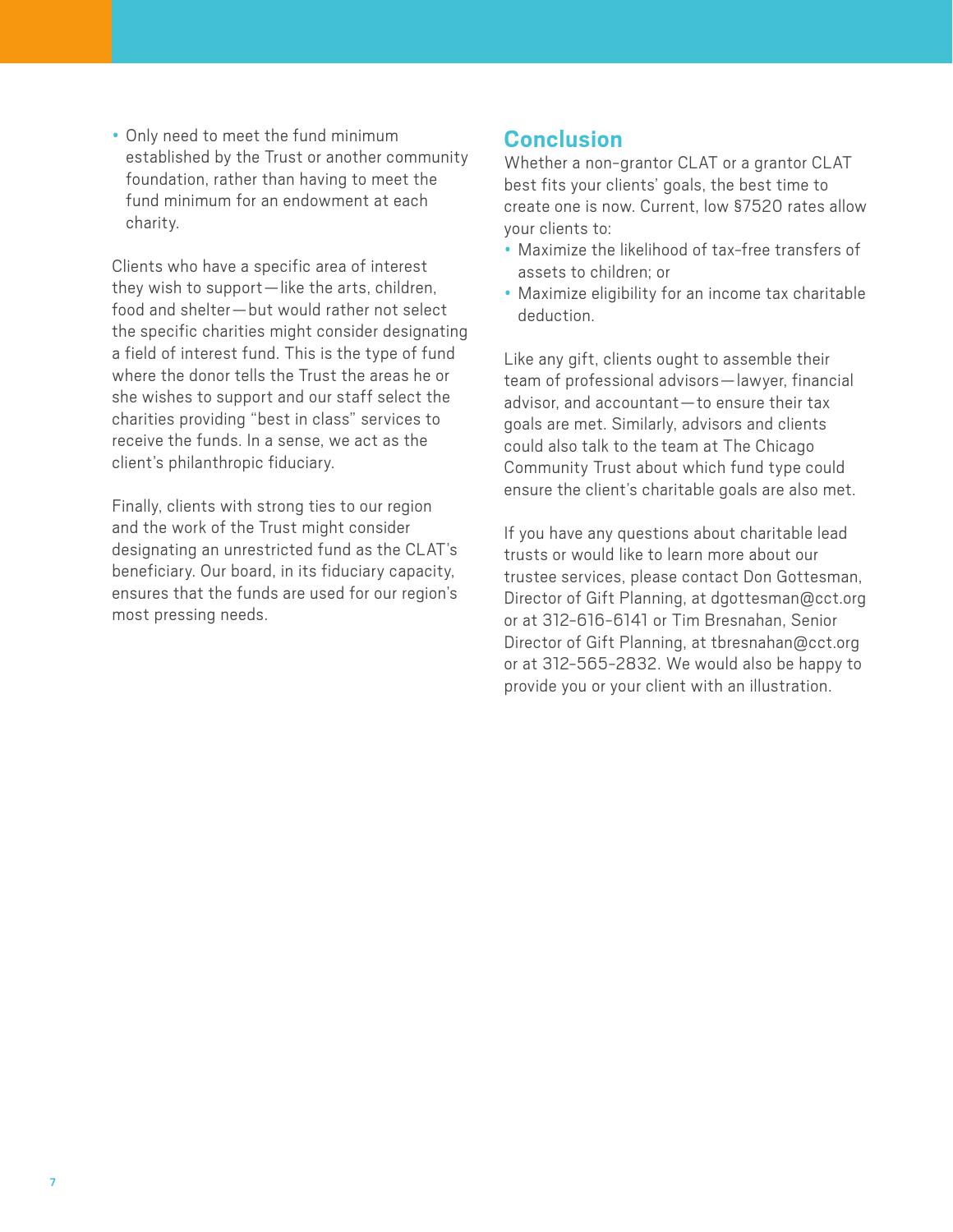- Only need to meet the fund minimum established by the Trust or another community foundation, rather than having to meet the fund minimum for an endowment at each charity.

Clients who have a specific area of interest they wish to support—like the arts, children, food and shelter—but would rather not select the specific charities might consider designating a field of interest fund. This is the type of fund where the donor tells the Trust the areas he or she wishes to support and our staff select the charities providing "best in class" services to receive the funds. In a sense, we act as the client's philanthropic fiduciary.

Finally, clients with strong ties to our region and the work of the Trust might consider designating an unrestricted fund as the CLAT's beneficiary. Our board, in its fiduciary capacity, ensures that the funds are used for our region's most pressing needs.

## Conclusion

Whether a non-grantor CLAT or a grantor CLAT best fits your clients' goals, the best time to create one is now. Current, low §7520 rates allow your clients to:

- Maximize the likelihood of tax-free transfers of assets to children; or
- Maximize eligibility for an income tax charitable deduction.

Like any gift, clients ought to assemble their team of professional advisors—lawyer, financial advisor, and accountant—to ensure their tax goals are met. Similarly, advisors and clients could also talk to the team at The Chicago Community Trust about which fund type could ensure the client's charitable goals are also met.

If you have any questions about charitable lead trusts or would like to learn more about our trustee services, please contact Don Gottesman, Director of Gift Planning, at dgottesman@cct.org or at 312-616-6141 or Tim Bresnahan, Senior Director of Gift Planning, at tbresnahan@cct.org or at 312-565-2832. We would also be happy to provide you or your client with an illustration.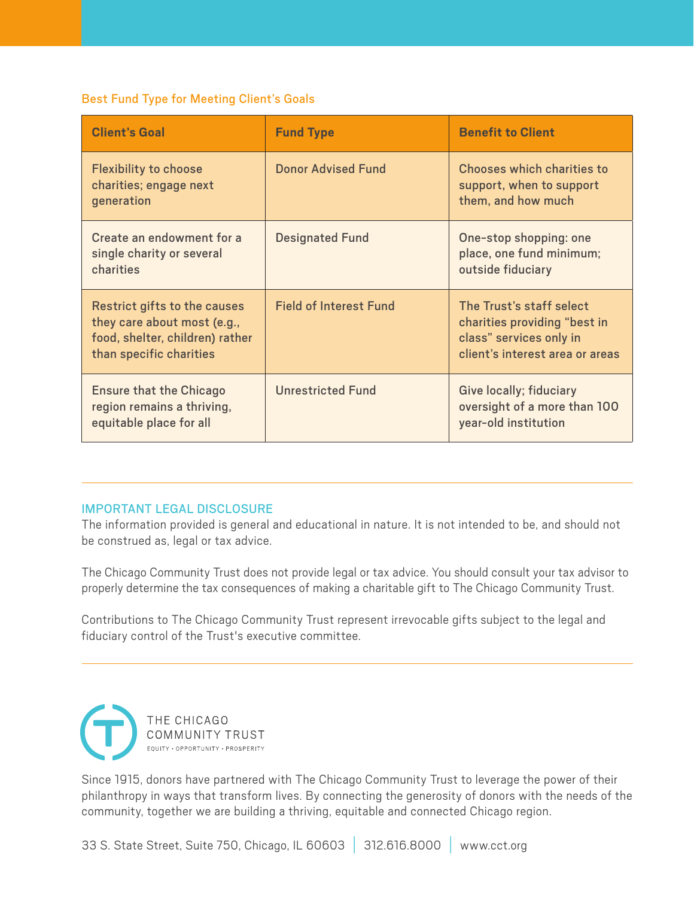## Best Fund Type for Meeting Client's Goals

| Client's Goal | Fund Type | Benefit to Client |
|---|---|---|
| Flexibility to choose charities; engage next generation | Donor Advised Fund | Chooses which charities to support, when to support them, and how much |
| Create an endowment for a single charity or several charities | Designated Fund | One-stop shopping: one place, one fund minimum; outside fiduciary |
| Restrict gifts to the causes they care about most (e.g., food, shelter, children) rather than specific charities | Field of Interest Fund | The Trust's staff select charities providing "best in class" services only in client's interest area or areas |
| Ensure that the Chicago region remains a thriving, equitable place for all | Unrestricted Fund | Give locally; fiduciary oversight of a more than 100 year-old institution |

## IMPORTANT LEGAL DISCLOSURE

The information provided is general and educational in nature. It is not intended to be, and should not be construed as, legal or tax advice.

The Chicago Community Trust does not provide legal or tax advice. You should consult your tax advisor to properly determine the tax consequences of making a charitable gift to The Chicago Community Trust.

Contributions to The Chicago Community Trust represent irrevocable gifts subject to the legal and fiduciary control of the Trust's executive committee.

THE CHICAGO COMMUNITY TRUST
EQUITY • OPPORTUNITY • PROSPERITY

Since 1915, donors have partnered with The Chicago Community Trust to leverage the power of their philanthropy in ways that transform lives. By connecting the generosity of donors with the needs of the community, together we are building a thriving, equitable and connected Chicago region.

33 S. State Street, Suite 750, Chicago, IL 60603 | 312.616.8000 | www.cct.org